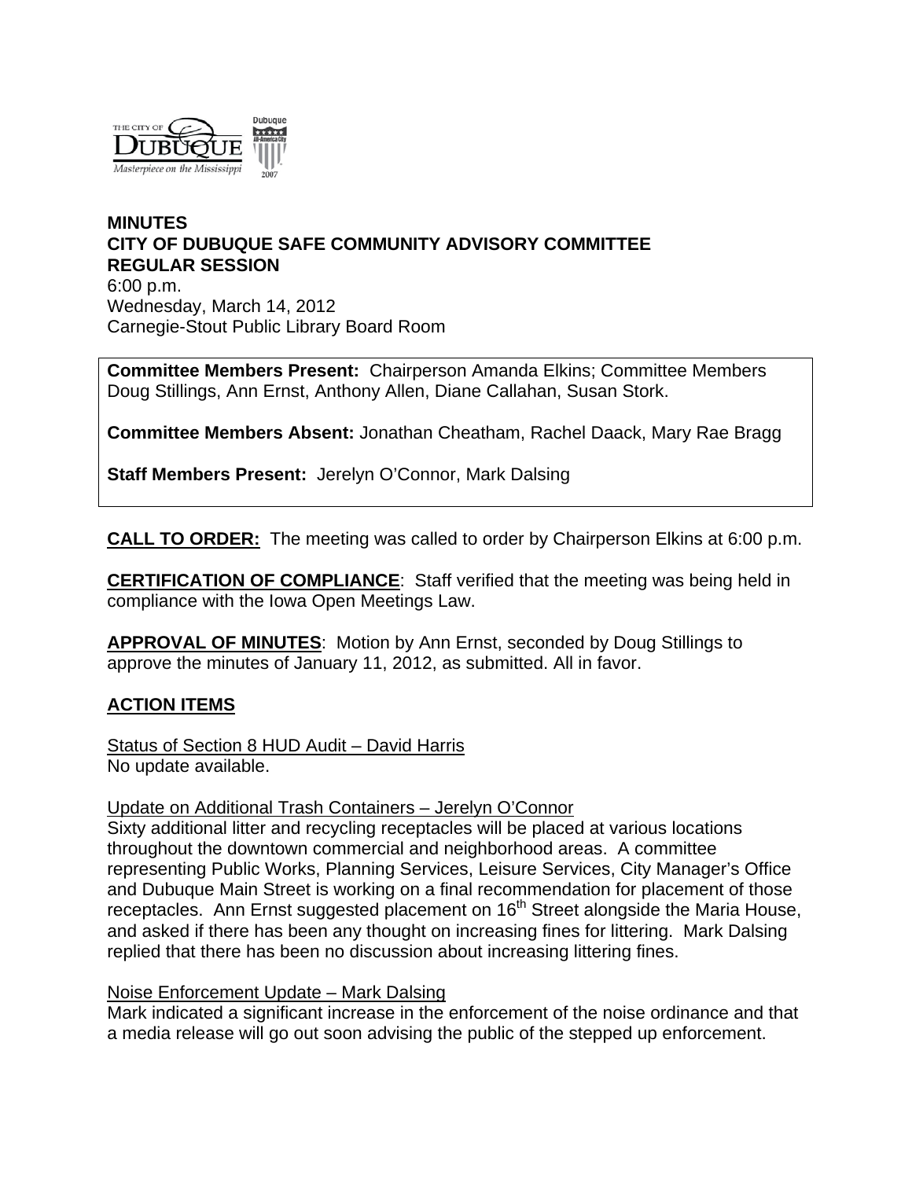# MINUTES
## CITY OF DUBUQUE SAFE COMMUNITY ADVISORY COMMITTEE
## REGULAR SESSION

6:00 p.m.
Wednesday, March 14, 2012
Carnegie-Stout Public Library Board Room

**Committee Members Present:** Chairperson Amanda Elkins; Committee Members Doug Stillings, Ann Ernst, Anthony Allen, Diane Callahan, Susan Stork.

**Committee Members Absent:** Jonathan Cheatham, Rachel Daack, Mary Rae Bragg

**Staff Members Present:** Jerelyn O'Connor, Mark Dalsing

**CALL TO ORDER:** The meeting was called to order by Chairperson Elkins at 6:00 p.m.

**CERTIFICATION OF COMPLIANCE**: Staff verified that the meeting was being held in compliance with the Iowa Open Meetings Law.

**APPROVAL OF MINUTES**: Motion by Ann Ernst, seconded by Doug Stillings to approve the minutes of January 11, 2012, as submitted. All in favor.

## ACTION ITEMS

Status of Section 8 HUD Audit – David Harris
No update available.

Update on Additional Trash Containers – Jerelyn O'Connor
Sixty additional litter and recycling receptacles will be placed at various locations throughout the downtown commercial and neighborhood areas. A committee representing Public Works, Planning Services, Leisure Services, City Manager's Office and Dubuque Main Street is working on a final recommendation for placement of those receptacles. Ann Ernst suggested placement on 16th Street alongside the Maria House, and asked if there has been any thought on increasing fines for littering. Mark Dalsing replied that there has been no discussion about increasing littering fines.

Noise Enforcement Update – Mark Dalsing
Mark indicated a significant increase in the enforcement of the noise ordinance and that a media release will go out soon advising the public of the stepped up enforcement.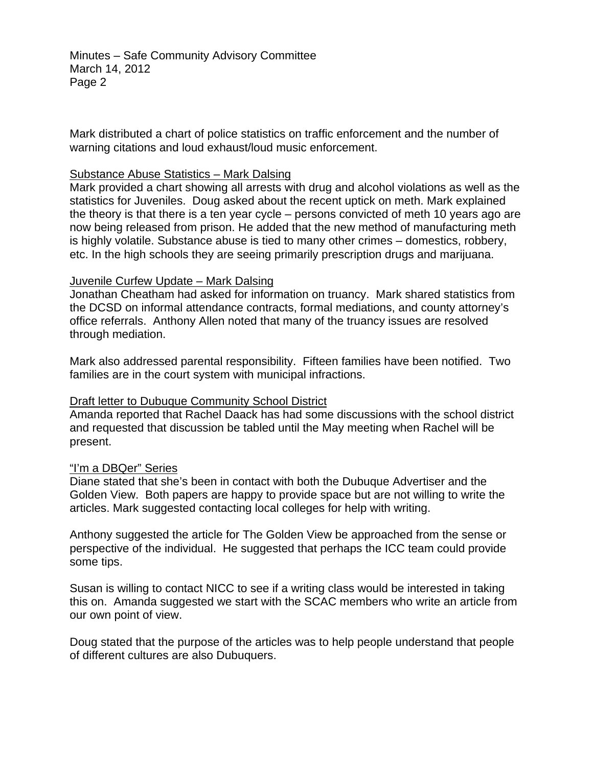Mark distributed a chart of police statistics on traffic enforcement and the number of warning citations and loud exhaust/loud music enforcement.

<u>Substance Abuse Statistics – Mark Dalsing</u>

Mark provided a chart showing all arrests with drug and alcohol violations as well as the statistics for Juveniles. Doug asked about the recent uptick on meth. Mark explained the theory is that there is a ten year cycle – persons convicted of meth 10 years ago are now being released from prison. He added that the new method of manufacturing meth is highly volatile. Substance abuse is tied to many other crimes – domestics, robbery, etc. In the high schools they are seeing primarily prescription drugs and marijuana.

<u>Juvenile Curfew Update – Mark Dalsing</u>

Jonathan Cheatham had asked for information on truancy. Mark shared statistics from the DCSD on informal attendance contracts, formal mediations, and county attorney's office referrals. Anthony Allen noted that many of the truancy issues are resolved through mediation.

Mark also addressed parental responsibility. Fifteen families have been notified. Two families are in the court system with municipal infractions.

<u>Draft letter to Dubuque Community School District</u>

Amanda reported that Rachel Daack has had some discussions with the school district and requested that discussion be tabled until the May meeting when Rachel will be present.

<u>"I'm a DBQer" Series</u>

Diane stated that she's been in contact with both the Dubuque Advertiser and the Golden View. Both papers are happy to provide space but are not willing to write the articles. Mark suggested contacting local colleges for help with writing.

Anthony suggested the article for The Golden View be approached from the sense or perspective of the individual. He suggested that perhaps the ICC team could provide some tips.

Susan is willing to contact NICC to see if a writing class would be interested in taking this on. Amanda suggested we start with the SCAC members who write an article from our own point of view.

Doug stated that the purpose of the articles was to help people understand that people of different cultures are also Dubuquers.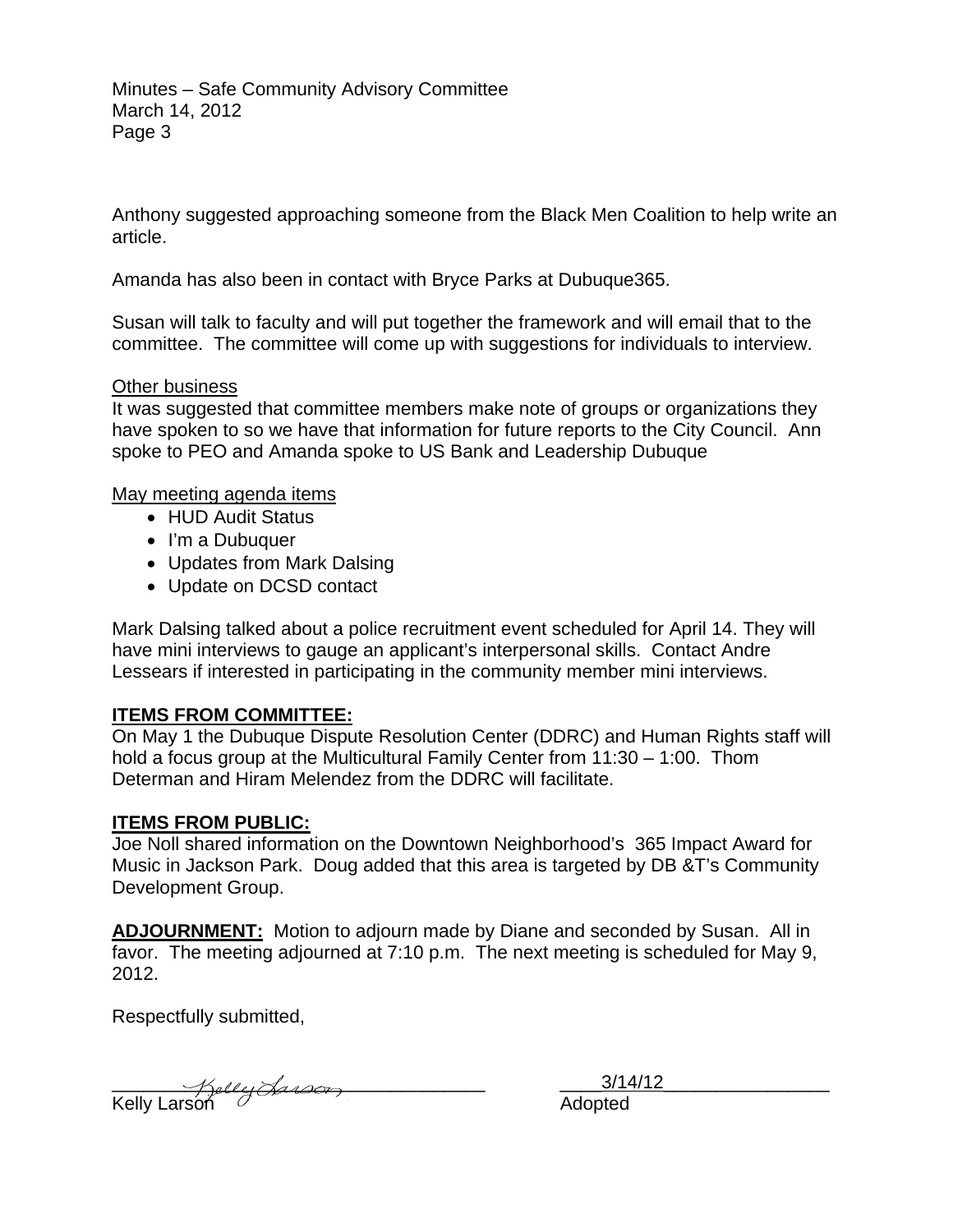Anthony suggested approaching someone from the Black Men Coalition to help write an article.

Amanda has also been in contact with Bryce Parks at Dubuque365.

Susan will talk to faculty and will put together the framework and will email that to the committee. The committee will come up with suggestions for individuals to interview.

Other business

It was suggested that committee members make note of groups or organizations they have spoken to so we have that information for future reports to the City Council. Ann spoke to PEO and Amanda spoke to US Bank and Leadership Dubuque

May meeting agenda items

- HUD Audit Status
- I'm a Dubuquer
- Updates from Mark Dalsing
- Update on DCSD contact

Mark Dalsing talked about a police recruitment event scheduled for April 14. They will have mini interviews to gauge an applicant's interpersonal skills. Contact Andre Lessears if interested in participating in the community member mini interviews.

**ITEMS FROM COMMITTEE:**

On May 1 the Dubuque Dispute Resolution Center (DDRC) and Human Rights staff will hold a focus group at the Multicultural Family Center from 11:30 – 1:00. Thom Determan and Hiram Melendez from the DDRC will facilitate.

**ITEMS FROM PUBLIC:**

Joe Noll shared information on the Downtown Neighborhood's 365 Impact Award for Music in Jackson Park. Doug added that this area is targeted by DB &T's Community Development Group.

**ADJOURNMENT:** Motion to adjourn made by Diane and seconded by Susan. All in favor. The meeting adjourned at 7:10 p.m. The next meeting is scheduled for May 9, 2012.

Respectfully submitted,

Kelly Larson

Kelly Larson

3/14/12

Adopted